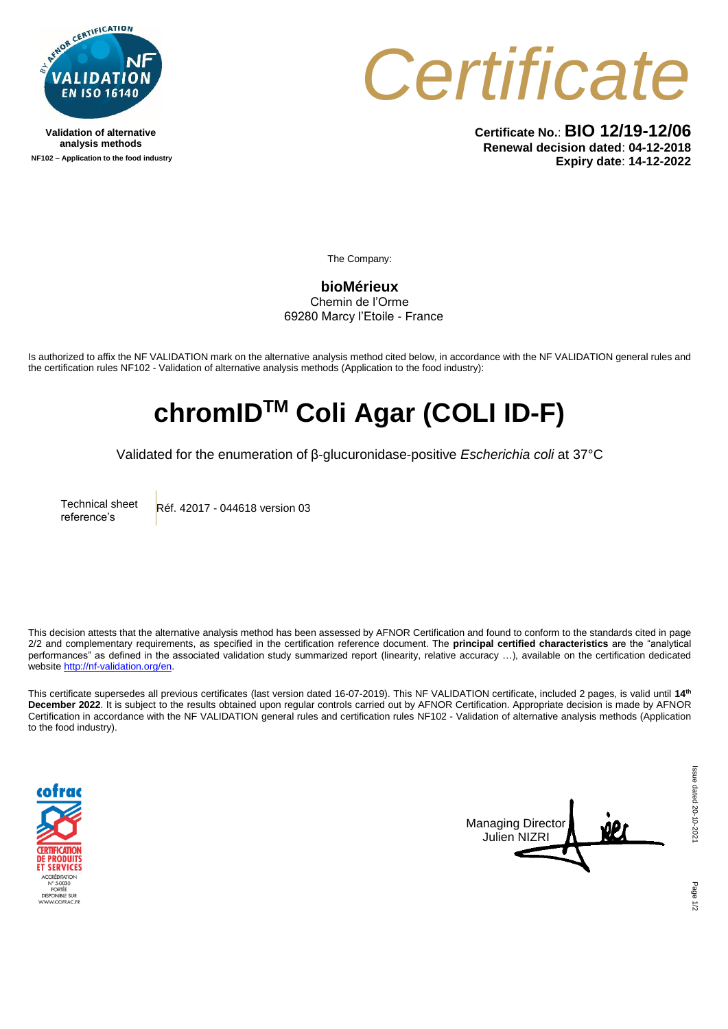Validation of alternative analysis methods
NF102 – Application to the food industry

# Certificate

**Certificate No.**: **BIO 12/19-12/06**
**Renewal decision dated**: **04-12-2018**
**Expiry date**: **14-12-2022**

The Company:

**bioMérieux**
Chemin de l'Orme
69280 Marcy l'Etoile - France

Is authorized to affix the NF VALIDATION mark on the alternative analysis method cited below, in accordance with the NF VALIDATION general rules and the certification rules NF102 - Validation of alternative analysis methods (Application to the food industry):

# chromID$^{TM}$ Coli Agar (COLI ID-F)

Validated for the enumeration of β-glucuronidase-positive *Escherichia coli* at 37°C

| Technical sheet reference's | Réf. 42017 - 044618 version 03 |
| --- | --- |

This decision attests that the alternative analysis method has been assessed by AFNOR Certification and found to conform to the standards cited in page 2/2 and complementary requirements, as specified in the certification reference document. The **principal certified characteristics** are the "analytical performances" as defined in the associated validation study summarized report (linearity, relative accuracy …), available on the certification dedicated website http://nf-validation.org/en.

This certificate supersedes all previous certificates (last version dated 16-07-2019). This NF VALIDATION certificate, included 2 pages, is valid until **14th December 2022**. It is subject to the results obtained upon regular controls carried out by AFNOR Certification. Appropriate decision is made by AFNOR Certification in accordance with the NF VALIDATION general rules and certification rules NF102 - Validation of alternative analysis methods (Application to the food industry).

cofrac
CERTIFICATION DE PRODUITS ET SERVICES
ACCRÉDITATION N° 5-0030
PORTÉE DISPONIBLE SUR WWW.COFRAC.FR

Managing Director
Julien NIZRI

Issue dated 20-10-2021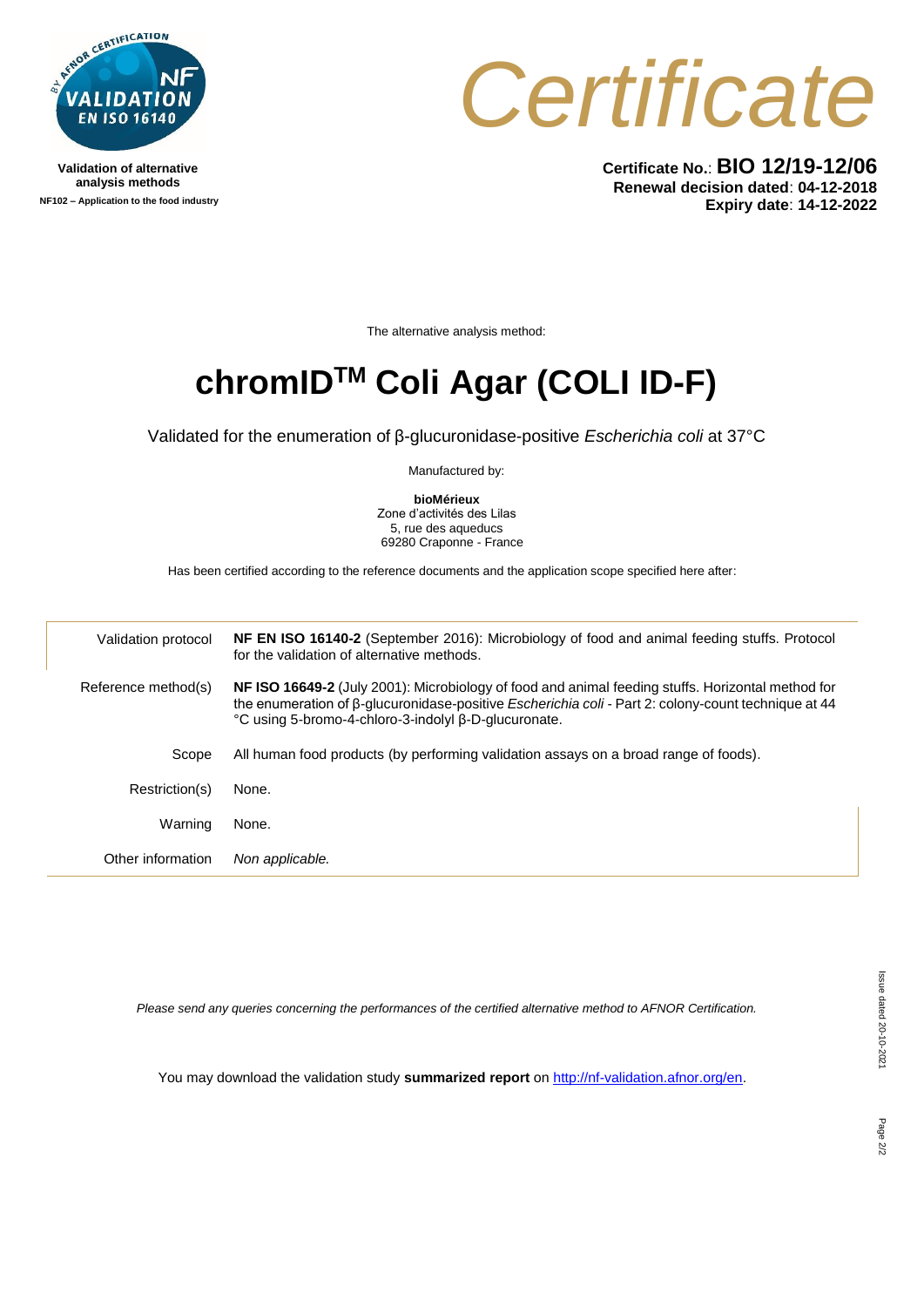Validation of alternative analysis methods

NF102 – Application to the food industry

# Certificate

**Certificate No.**: **BIO 12/19-12/06**
**Renewal decision dated**: **04-12-2018**
**Expiry date**: **14-12-2022**

The alternative analysis method:

# chromID$^{TM}$ Coli Agar (COLI ID-F)

Validated for the enumeration of β-glucuronidase-positive *Escherichia coli* at 37°C

Manufactured by:

**bioMérieux**
Zone d'activités des Lilas
5, rue des aqueducs
69280 Craponne - France

Has been certified according to the reference documents and the application scope specified here after:

| | |
|---|---|
| Validation protocol | **NF EN ISO 16140-2** (September 2016): Microbiology of food and animal feeding stuffs. Protocol for the validation of alternative methods. |
| Reference method(s) | **NF ISO 16649-2** (July 2001): Microbiology of food and animal feeding stuffs. Horizontal method for the enumeration of β-glucuronidase-positive *Escherichia coli* - Part 2: colony-count technique at 44 °C using 5-bromo-4-chloro-3-indolyl β-D-glucuronate. |
| Scope | All human food products (by performing validation assays on a broad range of foods). |
| Restriction(s) | None. |
| Warning | None. |
| Other information | *Non applicable.* |

*Please send any queries concerning the performances of the certified alternative method to AFNOR Certification.*

You may download the validation study **summarized report** on http://nf-validation.afnor.org/en.

Issue dated 20-10-2021